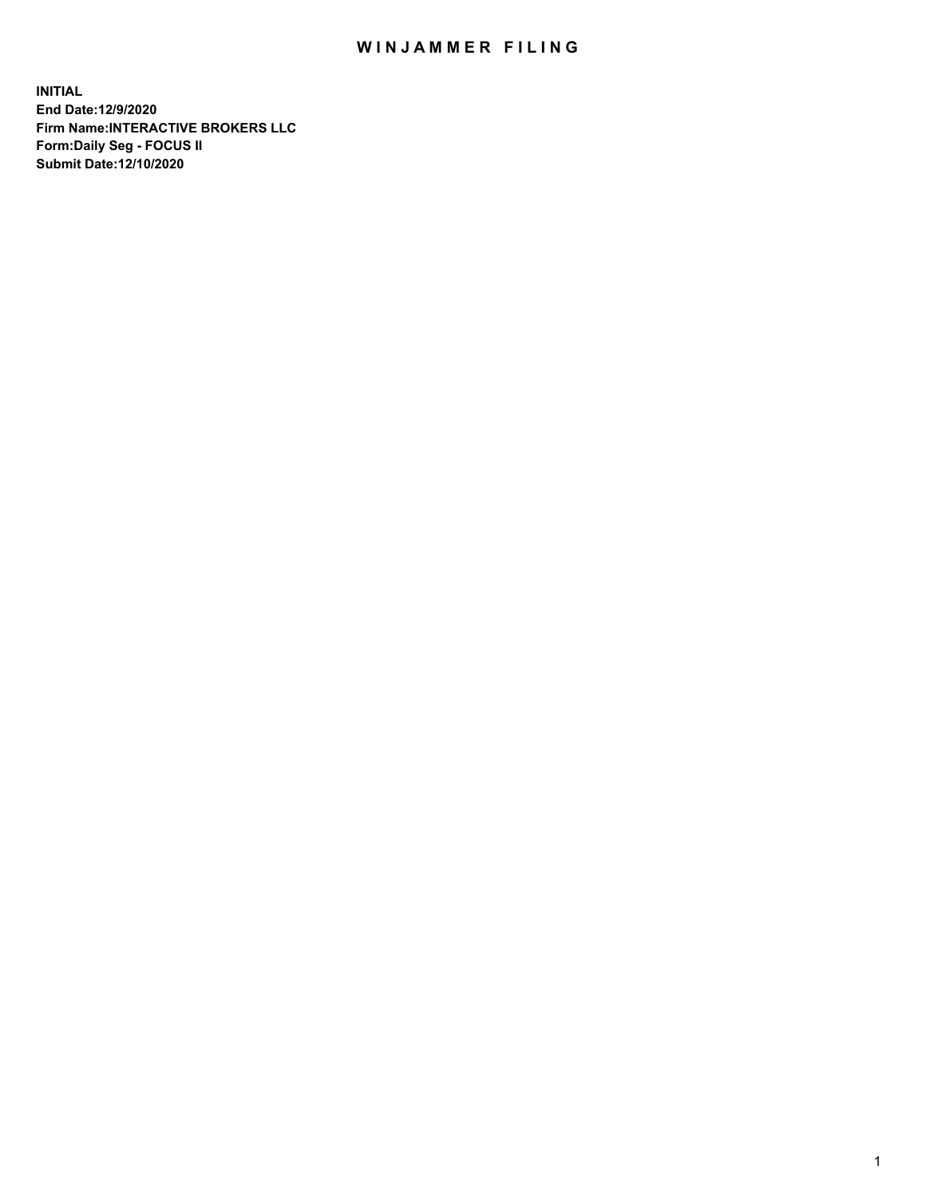# WINJAMMER FILING

**INITIAL**
**End Date:12/9/2020**
**Firm Name:INTERACTIVE BROKERS LLC**
**Form:Daily Seg - FOCUS II**
**Submit Date:12/10/2020**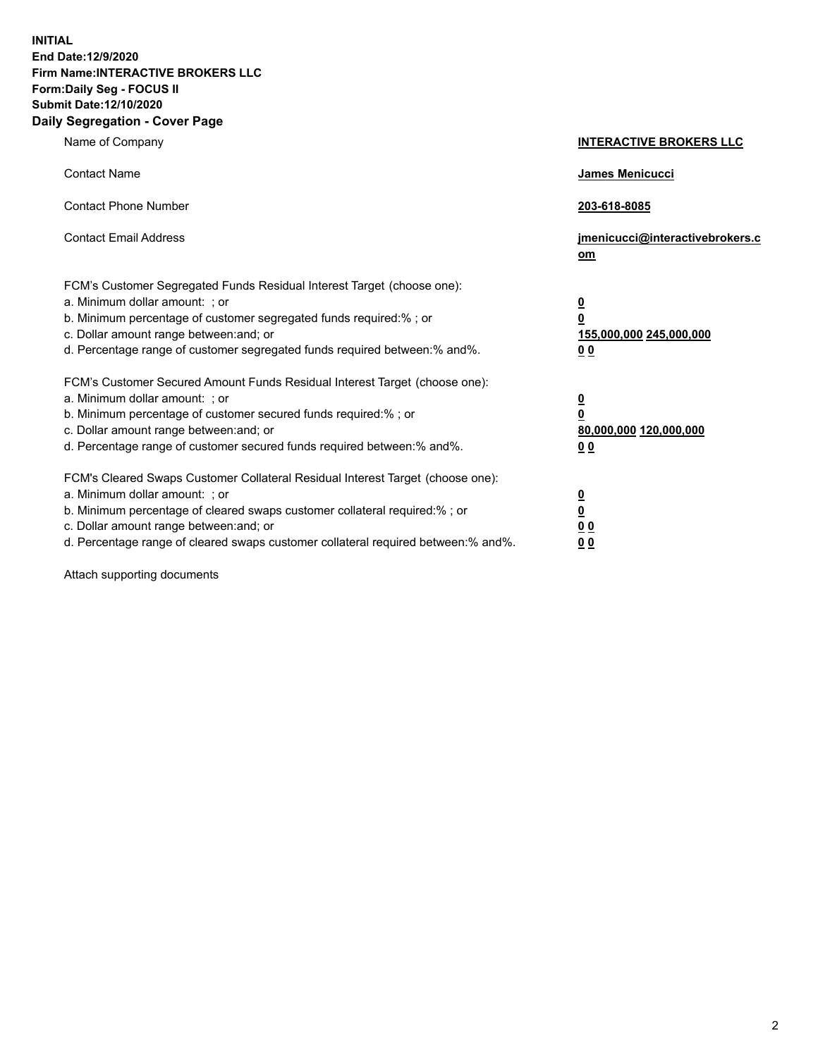**INITIAL**
**End Date:12/9/2020**
**Firm Name:INTERACTIVE BROKERS LLC**
**Form:Daily Seg - FOCUS II**
**Submit Date:12/10/2020**
**Daily Segregation - Cover Page**

| | |
|---|---|
| Name of Company | **INTERACTIVE BROKERS LLC** |
| Contact Name | **James Menicucci** |
| Contact Phone Number | **203-618-8085** |
| Contact Email Address | **jmenicucci@interactivebrokers.com** |
| FCM's Customer Segregated Funds Residual Interest Target (choose one): | |
| a. Minimum dollar amount: ; or | **0** |
| b. Minimum percentage of customer segregated funds required:% ; or | **0** |
| c. Dollar amount range between:and; or | **155,000,000 245,000,000** |
| d. Percentage range of customer segregated funds required between:% and%. | **0 0** |
| FCM's Customer Secured Amount Funds Residual Interest Target (choose one): | |
| a. Minimum dollar amount: ; or | **0** |
| b. Minimum percentage of customer secured funds required:% ; or | **0** |
| c. Dollar amount range between:and; or | **80,000,000 120,000,000** |
| d. Percentage range of customer secured funds required between:% and%. | **0 0** |
| FCM's Cleared Swaps Customer Collateral Residual Interest Target (choose one): | |
| a. Minimum dollar amount: ; or | **0** |
| b. Minimum percentage of cleared swaps customer collateral required:% ; or | **0** |
| c. Dollar amount range between:and; or | **0 0** |
| d. Percentage range of cleared swaps customer collateral required between:% and%. | **0 0** |

Attach supporting documents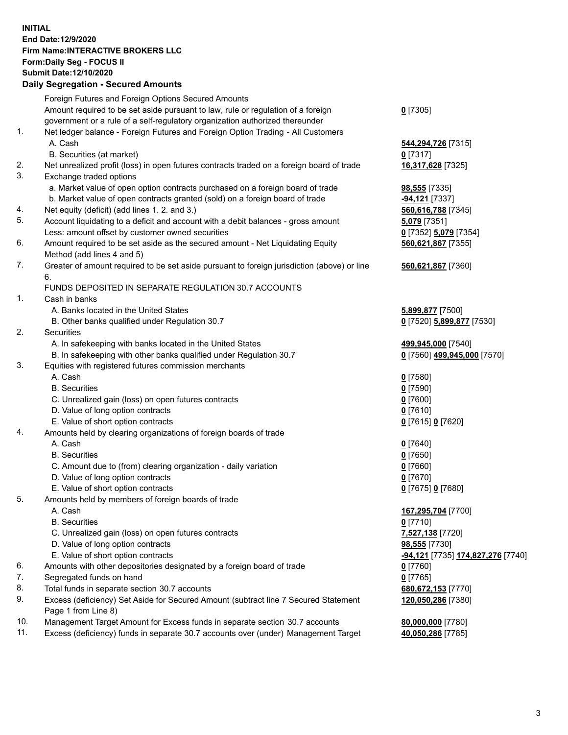**INITIAL**
**End Date:12/9/2020**
**Firm Name:INTERACTIVE BROKERS LLC**
**Form:Daily Seg - FOCUS II**
**Submit Date:12/10/2020**

## Daily Segregation - Secured Amounts

| | | |
|---|---|---|
| | Foreign Futures and Foreign Options Secured Amounts | |
| | Amount required to be set aside pursuant to law, rule or regulation of a foreign government or a rule of a self-regulatory organization authorized thereunder | **0** [7305] |
| 1. | Net ledger balance - Foreign Futures and Foreign Option Trading - All Customers | |
| | A. Cash | **544,294,726** [7315] |
| | B. Securities (at market) | **0** [7317] |
| 2. | Net unrealized profit (loss) in open futures contracts traded on a foreign board of trade | **16,317,628** [7325] |
| 3. | Exchange traded options | |
| | a. Market value of open option contracts purchased on a foreign board of trade | **98,555** [7335] |
| | b. Market value of open contracts granted (sold) on a foreign board of trade | **-94,121** [7337] |
| 4. | Net equity (deficit) (add lines 1. 2. and 3.) | **560,616,788** [7345] |
| 5. | Account liquidating to a deficit and account with a debit balances - gross amount | **5,079** [7351] |
| | Less: amount offset by customer owned securities | **0** [7352] **5,079** [7354] |
| 6. | Amount required to be set aside as the secured amount - Net Liquidating Equity Method (add lines 4 and 5) | **560,621,867** [7355] |
| 7. | Greater of amount required to be set aside pursuant to foreign jurisdiction (above) or line 6. | **560,621,867** [7360] |
| | FUNDS DEPOSITED IN SEPARATE REGULATION 30.7 ACCOUNTS | |
| 1. | Cash in banks | |
| | A. Banks located in the United States | **5,899,877** [7500] |
| | B. Other banks qualified under Regulation 30.7 | **0** [7520] **5,899,877** [7530] |
| 2. | Securities | |
| | A. In safekeeping with banks located in the United States | **499,945,000** [7540] |
| | B. In safekeeping with other banks qualified under Regulation 30.7 | **0** [7560] **499,945,000** [7570] |
| 3. | Equities with registered futures commission merchants | |
| | A. Cash | **0** [7580] |
| | B. Securities | **0** [7590] |
| | C. Unrealized gain (loss) on open futures contracts | **0** [7600] |
| | D. Value of long option contracts | **0** [7610] |
| | E. Value of short option contracts | **0** [7615] **0** [7620] |
| 4. | Amounts held by clearing organizations of foreign boards of trade | |
| | A. Cash | **0** [7640] |
| | B. Securities | **0** [7650] |
| | C. Amount due to (from) clearing organization - daily variation | **0** [7660] |
| | D. Value of long option contracts | **0** [7670] |
| | E. Value of short option contracts | **0** [7675] **0** [7680] |
| 5. | Amounts held by members of foreign boards of trade | |
| | A. Cash | **167,295,704** [7700] |
| | B. Securities | **0** [7710] |
| | C. Unrealized gain (loss) on open futures contracts | **7,527,138** [7720] |
| | D. Value of long option contracts | **98,555** [7730] |
| | E. Value of short option contracts | **-94,121** [7735] **174,827,276** [7740] |
| 6. | Amounts with other depositories designated by a foreign board of trade | **0** [7760] |
| 7. | Segregated funds on hand | **0** [7765] |
| 8. | Total funds in separate section 30.7 accounts | **680,672,153** [7770] |
| 9. | Excess (deficiency) Set Aside for Secured Amount (subtract line 7 Secured Statement Page 1 from Line 8) | **120,050,286** [7380] |
| 10. | Management Target Amount for Excess funds in separate section 30.7 accounts | **80,000,000** [7780] |
| 11. | Excess (deficiency) funds in separate 30.7 accounts over (under) Management Target | **40,050,286** [7785] |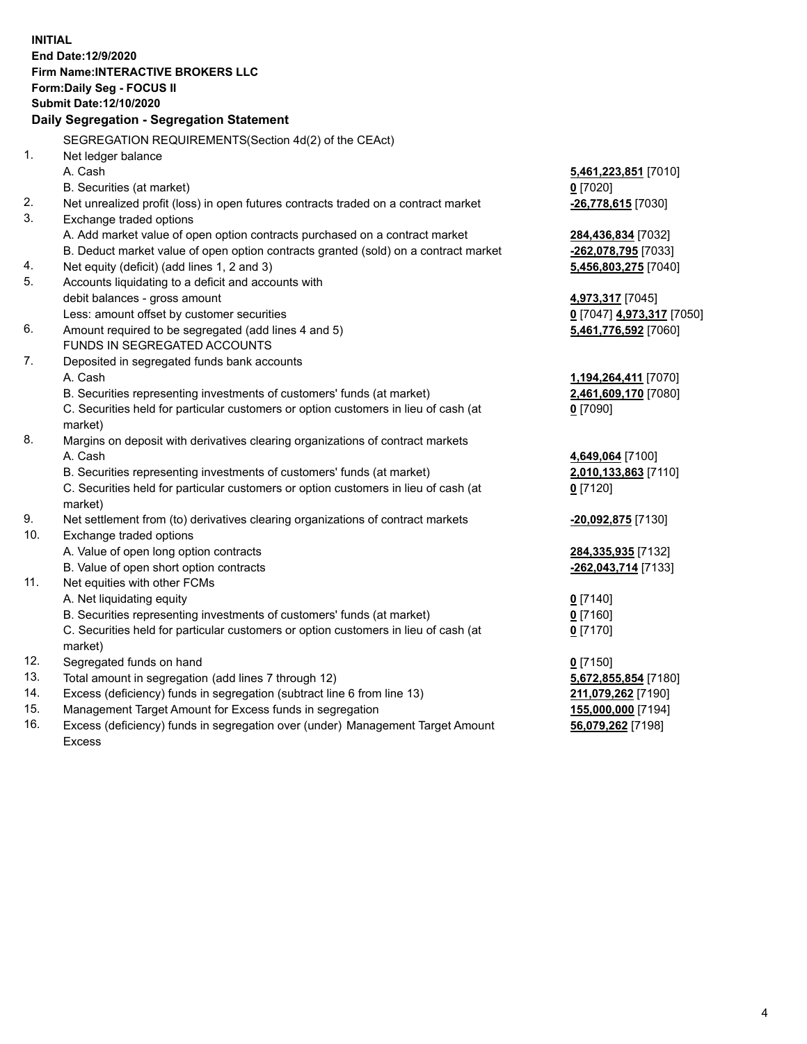**INITIAL**
**End Date:12/9/2020**
**Firm Name:INTERACTIVE BROKERS LLC**
**Form:Daily Seg - FOCUS II**
**Submit Date:12/10/2020**

**Daily Segregation - Segregation Statement**

| | | |
|---|---|---|
| | SEGREGATION REQUIREMENTS(Section 4d(2) of the CEAct) | |
| 1. | Net ledger balance | |
| | A. Cash | **5,461,223,851** [7010] |
| | B. Securities (at market) | **0** [7020] |
| 2. | Net unrealized profit (loss) in open futures contracts traded on a contract market | **-26,778,615** [7030] |
| 3. | Exchange traded options | |
| | A. Add market value of open option contracts purchased on a contract market | **284,436,834** [7032] |
| | B. Deduct market value of open option contracts granted (sold) on a contract market | **-262,078,795** [7033] |
| 4. | Net equity (deficit) (add lines 1, 2 and 3) | **5,456,803,275** [7040] |
| 5. | Accounts liquidating to a deficit and accounts with debit balances - gross amount | **4,973,317** [7045] |
| | Less: amount offset by customer securities | **0** [7047] **4,973,317** [7050] |
| 6. | Amount required to be segregated (add lines 4 and 5) | **5,461,776,592** [7060] |
| | FUNDS IN SEGREGATED ACCOUNTS | |
| 7. | Deposited in segregated funds bank accounts | |
| | A. Cash | **1,194,264,411** [7070] |
| | B. Securities representing investments of customers' funds (at market) | **2,461,609,170** [7080] |
| | C. Securities held for particular customers or option customers in lieu of cash (at market) | **0** [7090] |
| 8. | Margins on deposit with derivatives clearing organizations of contract markets | |
| | A. Cash | **4,649,064** [7100] |
| | B. Securities representing investments of customers' funds (at market) | **2,010,133,863** [7110] |
| | C. Securities held for particular customers or option customers in lieu of cash (at market) | **0** [7120] |
| 9. | Net settlement from (to) derivatives clearing organizations of contract markets | **-20,092,875** [7130] |
| 10. | Exchange traded options | |
| | A. Value of open long option contracts | **284,335,935** [7132] |
| | B. Value of open short option contracts | **-262,043,714** [7133] |
| 11. | Net equities with other FCMs | |
| | A. Net liquidating equity | **0** [7140] |
| | B. Securities representing investments of customers' funds (at market) | **0** [7160] |
| | C. Securities held for particular customers or option customers in lieu of cash (at market) | **0** [7170] |
| 12. | Segregated funds on hand | **0** [7150] |
| 13. | Total amount in segregation (add lines 7 through 12) | **5,672,855,854** [7180] |
| 14. | Excess (deficiency) funds in segregation (subtract line 6 from line 13) | **211,079,262** [7190] |
| 15. | Management Target Amount for Excess funds in segregation | **155,000,000** [7194] |
| 16. | Excess (deficiency) funds in segregation over (under) Management Target Amount Excess | **56,079,262** [7198] |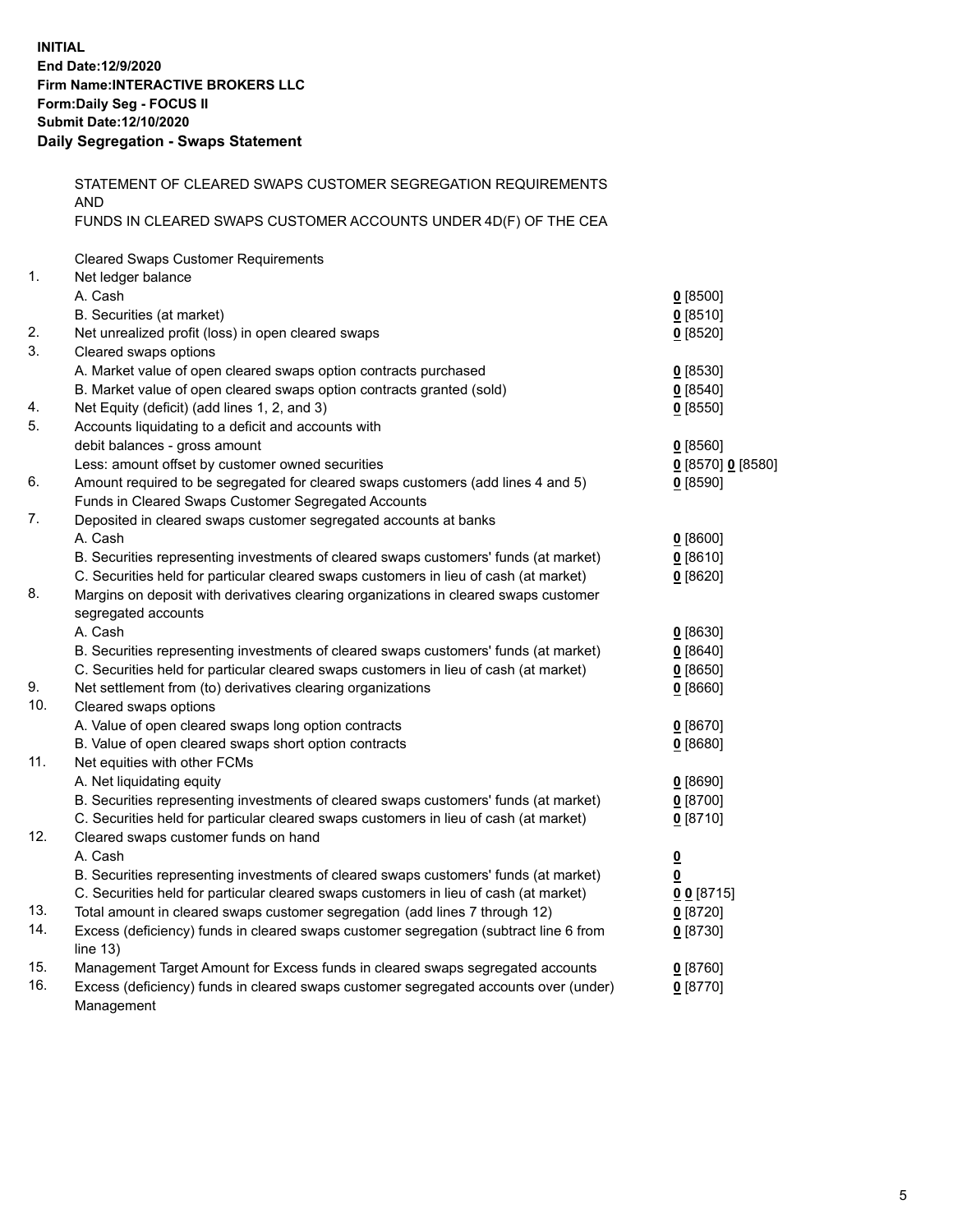**INITIAL**
**End Date:12/9/2020**
**Firm Name:INTERACTIVE BROKERS LLC**
**Form:Daily Seg - FOCUS II**
**Submit Date:12/10/2020**
**Daily Segregation - Swaps Statement**

STATEMENT OF CLEARED SWAPS CUSTOMER SEGREGATION REQUIREMENTS AND FUNDS IN CLEARED SWAPS CUSTOMER ACCOUNTS UNDER 4D(F) OF THE CEA

| | | |
|---|---|---|
| | Cleared Swaps Customer Requirements | |
| 1. | Net ledger balance | |
| | A. Cash | 0 [8500] |
| | B. Securities (at market) | 0 [8510] |
| 2. | Net unrealized profit (loss) in open cleared swaps | 0 [8520] |
| 3. | Cleared swaps options | |
| | A. Market value of open cleared swaps option contracts purchased | 0 [8530] |
| | B. Market value of open cleared swaps option contracts granted (sold) | 0 [8540] |
| 4. | Net Equity (deficit) (add lines 1, 2, and 3) | 0 [8550] |
| 5. | Accounts liquidating to a deficit and accounts with debit balances - gross amount | 0 [8560] |
| | Less: amount offset by customer owned securities | 0 [8570] 0 [8580] |
| 6. | Amount required to be segregated for cleared swaps customers (add lines 4 and 5) | 0 [8590] |
| | Funds in Cleared Swaps Customer Segregated Accounts | |
| 7. | Deposited in cleared swaps customer segregated accounts at banks | |
| | A. Cash | 0 [8600] |
| | B. Securities representing investments of cleared swaps customers' funds (at market) | 0 [8610] |
| | C. Securities held for particular cleared swaps customers in lieu of cash (at market) | 0 [8620] |
| 8. | Margins on deposit with derivatives clearing organizations in cleared swaps customer segregated accounts | |
| | A. Cash | 0 [8630] |
| | B. Securities representing investments of cleared swaps customers' funds (at market) | 0 [8640] |
| | C. Securities held for particular cleared swaps customers in lieu of cash (at market) | 0 [8650] |
| 9. | Net settlement from (to) derivatives clearing organizations | 0 [8660] |
| 10. | Cleared swaps options | |
| | A. Value of open cleared swaps long option contracts | 0 [8670] |
| | B. Value of open cleared swaps short option contracts | 0 [8680] |
| 11. | Net equities with other FCMs | |
| | A. Net liquidating equity | 0 [8690] |
| | B. Securities representing investments of cleared swaps customers' funds (at market) | 0 [8700] |
| | C. Securities held for particular cleared swaps customers in lieu of cash (at market) | 0 [8710] |
| 12. | Cleared swaps customer funds on hand | |
| | A. Cash | 0 |
| | B. Securities representing investments of cleared swaps customers' funds (at market) | 0 |
| | C. Securities held for particular cleared swaps customers in lieu of cash (at market) | 0 0 [8715] |
| 13. | Total amount in cleared swaps customer segregation (add lines 7 through 12) | 0 [8720] |
| 14. | Excess (deficiency) funds in cleared swaps customer segregation (subtract line 6 from line 13) | 0 [8730] |
| 15. | Management Target Amount for Excess funds in cleared swaps segregated accounts | 0 [8760] |
| 16. | Excess (deficiency) funds in cleared swaps customer segregated accounts over (under) Management | 0 [8770] |